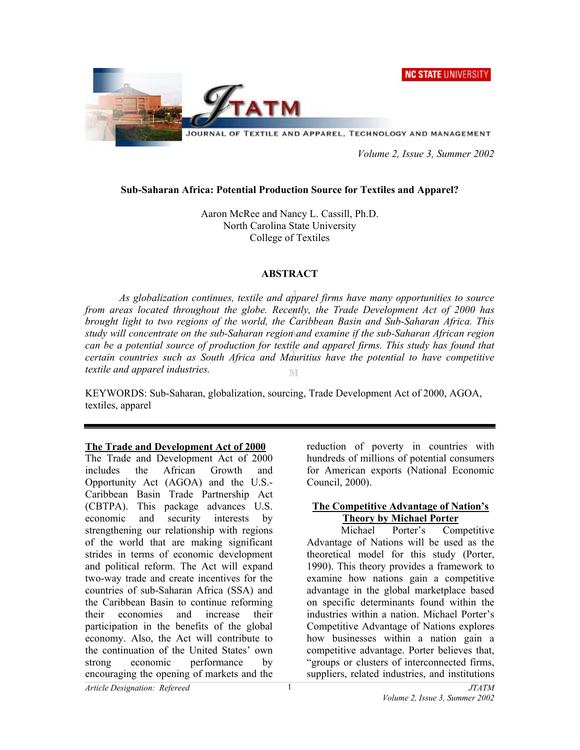# Sub-Saharan Africa: Potential Production Source for Textiles and Apparel?

Aaron McRee and Nancy L. Cassill, Ph.D.
North Carolina State University
College of Textiles

## ABSTRACT

*As globalization continues, textile and apparel firms have many opportunities to source from areas located throughout the globe. Recently, the Trade Development Act of 2000 has brought light to two regions of the world, the Caribbean Basin and Sub-Saharan Africa. This study will concentrate on the sub-Saharan region and examine if the sub-Saharan African region can be a potential source of production for textile and apparel firms. This study has found that certain countries such as South Africa and Mauritius have the potential to have competitive textile and apparel industries.*

KEYWORDS: Sub-Saharan, globalization, sourcing, Trade Development Act of 2000, AGOA, textiles, apparel

---

## The Trade and Development Act of 2000

The Trade and Development Act of 2000 includes the African Growth and Opportunity Act (AGOA) and the U.S.-Caribbean Basin Trade Partnership Act (CBTPA). This package advances U.S. economic and security interests by strengthening our relationship with regions of the world that are making significant strides in terms of economic development and political reform. The Act will expand two-way trade and create incentives for the countries of sub-Saharan Africa (SSA) and the Caribbean Basin to continue reforming their economies and increase their participation in the benefits of the global economy. Also, the Act will contribute to the continuation of the United States' own strong economic performance by encouraging the opening of markets and the reduction of poverty in countries with hundreds of millions of potential consumers for American exports (National Economic Council, 2000).

## The Competitive Advantage of Nation's Theory by Michael Porter

Michael Porter's Competitive Advantage of Nations will be used as the theoretical model for this study (Porter, 1990). This theory provides a framework to examine how nations gain a competitive advantage in the global marketplace based on specific determinants found within the industries within a nation. Michael Porter's Competitive Advantage of Nations explores how businesses within a nation gain a competitive advantage. Porter believes that, "groups or clusters of interconnected firms, suppliers, related industries, and institutions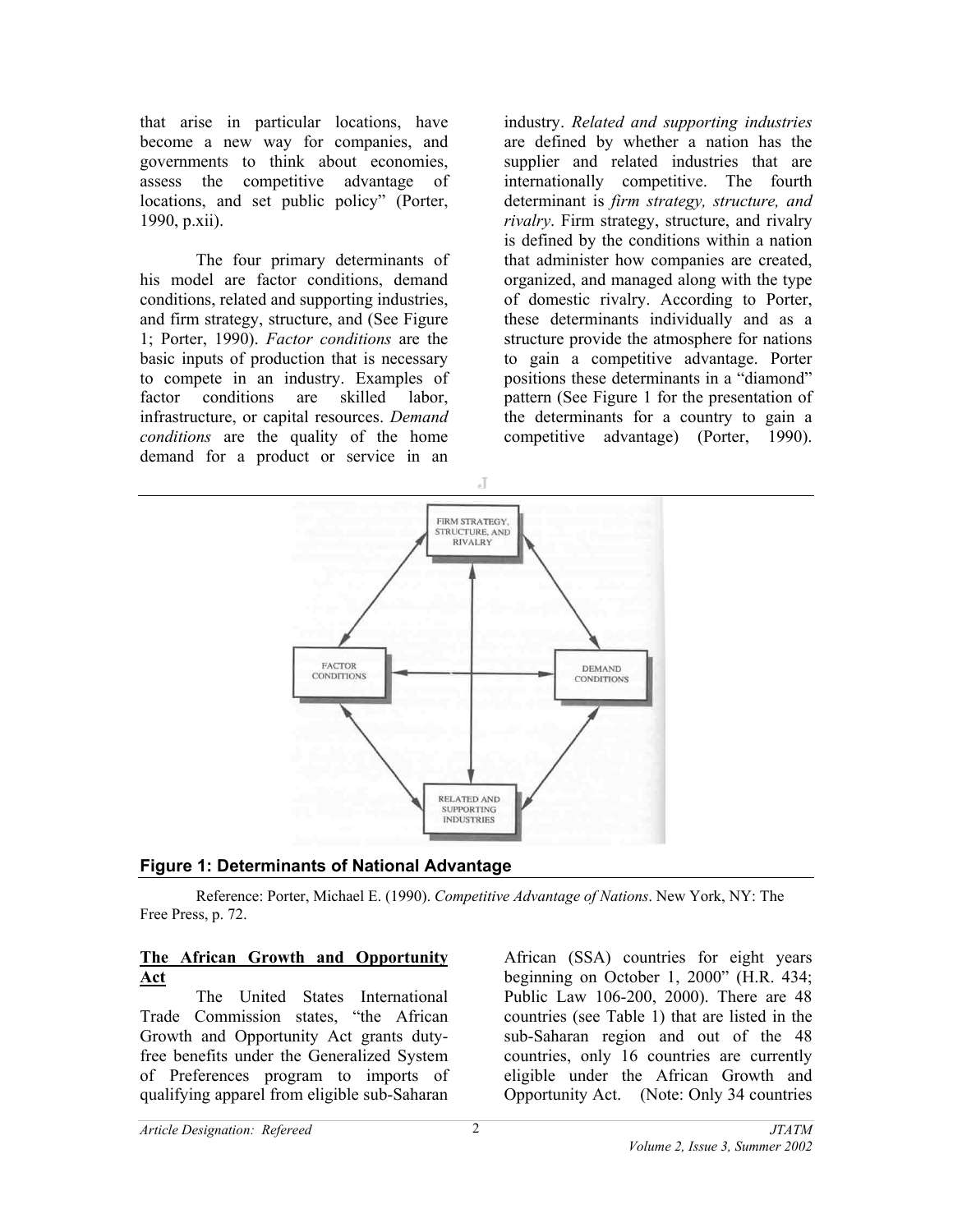that arise in particular locations, have become a new way for companies, and governments to think about economies, assess the competitive advantage of locations, and set public policy" (Porter, 1990, p.xii).

The four primary determinants of his model are factor conditions, demand conditions, related and supporting industries, and firm strategy, structure, and (See Figure 1; Porter, 1990). *Factor conditions* are the basic inputs of production that is necessary to compete in an industry. Examples of factor conditions are skilled labor, infrastructure, or capital resources. *Demand conditions* are the quality of the home demand for a product or service in an industry. *Related and supporting industries* are defined by whether a nation has the supplier and related industries that are internationally competitive. The fourth determinant is *firm strategy, structure, and rivalry*. Firm strategy, structure, and rivalry is defined by the conditions within a nation that administer how companies are created, organized, and managed along with the type of domestic rivalry. According to Porter, these determinants individually and as a structure provide the atmosphere for nations to gain a competitive advantage. Porter positions these determinants in a "diamond" pattern (See Figure 1 for the presentation of the determinants for a country to gain a competitive advantage) (Porter, 1990).

**Figure 1: Determinants of National Advantage**

Reference: Porter, Michael E. (1990). *Competitive Advantage of Nations*. New York, NY: The Free Press, p. 72.

## The African Growth and Opportunity Act

The United States International Trade Commission states, "the African Growth and Opportunity Act grants duty-free benefits under the Generalized System of Preferences program to imports of qualifying apparel from eligible sub-Saharan African (SSA) countries for eight years beginning on October 1, 2000" (H.R. 434; Public Law 106-200, 2000). There are 48 countries (see Table 1) that are listed in the sub-Saharan region and out of the 48 countries, only 16 countries are currently eligible under the African Growth and Opportunity Act. (Note: Only 34 countries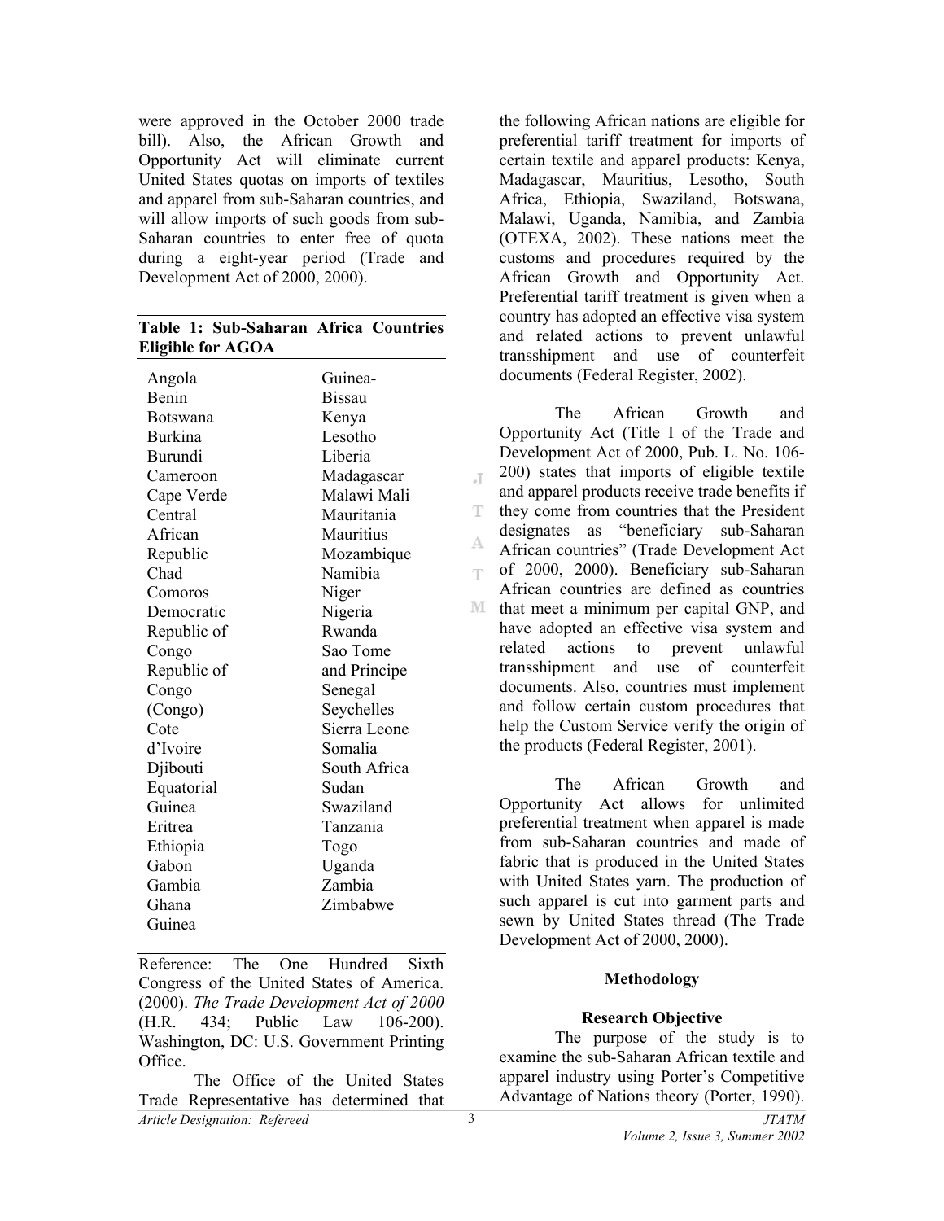were approved in the October 2000 trade bill). Also, the African Growth and Opportunity Act will eliminate current United States quotas on imports of textiles and apparel from sub-Saharan countries, and will allow imports of such goods from sub-Saharan countries to enter free of quota during a eight-year period (Trade and Development Act of 2000, 2000).

**Table 1: Sub-Saharan Africa Countries Eligible for AGOA**

| | |
|---|---|
| Angola | Guinea-Bissau |
| Benin | Kenya |
| Botswana | Lesotho |
| Burkina | Liberia |
| Burundi | Madagascar |
| Cameroon | Malawi Mali |
| Cape Verde | Mauritania |
| Central African Republic | Mauritius |
| Chad | Mozambique |
| Comoros | Namibia |
| Democratic Republic of Congo | Niger |
| Republic of Congo (Congo) | Nigeria |
| Cote d'Ivoire | Rwanda |
| Djibouti | Sao Tome and Principe |
| Equatorial Guinea | Senegal |
| Eritrea | Seychelles |
| Ethiopia | Sierra Leone |
| Gabon | Somalia |
| Gambia | South Africa |
| Ghana | Sudan |
| Guinea | Swaziland |
| | Tanzania |
| | Togo |
| | Uganda |
| | Zambia |
| | Zimbabwe |

Reference: The One Hundred Sixth Congress of the United States of America. (2000). *The Trade Development Act of 2000* (H.R. 434; Public Law 106-200). Washington, DC: U.S. Government Printing Office.

The Office of the United States Trade Representative has determined that the following African nations are eligible for preferential tariff treatment for imports of certain textile and apparel products: Kenya, Madagascar, Mauritius, Lesotho, South Africa, Ethiopia, Swaziland, Botswana, Malawi, Uganda, Namibia, and Zambia (OTEXA, 2002). These nations meet the customs and procedures required by the African Growth and Opportunity Act. Preferential tariff treatment is given when a country has adopted an effective visa system and related actions to prevent unlawful transshipment and use of counterfeit documents (Federal Register, 2002).

The African Growth and Opportunity Act (Title I of the Trade and Development Act of 2000, Pub. L. No. 106-200) states that imports of eligible textile and apparel products receive trade benefits if they come from countries that the President designates as "beneficiary sub-Saharan African countries" (Trade Development Act of 2000, 2000). Beneficiary sub-Saharan African countries are defined as countries that meet a minimum per capital GNP, and have adopted an effective visa system and related actions to prevent unlawful transshipment and use of counterfeit documents. Also, countries must implement and follow certain custom procedures that help the Custom Service verify the origin of the products (Federal Register, 2001).

The African Growth and Opportunity Act allows for unlimited preferential treatment when apparel is made from sub-Saharan countries and made of fabric that is produced in the United States with United States yarn. The production of such apparel is cut into garment parts and sewn by United States thread (The Trade Development Act of 2000, 2000).

## Methodology

### Research Objective

The purpose of the study is to examine the sub-Saharan African textile and apparel industry using Porter's Competitive Advantage of Nations theory (Porter, 1990).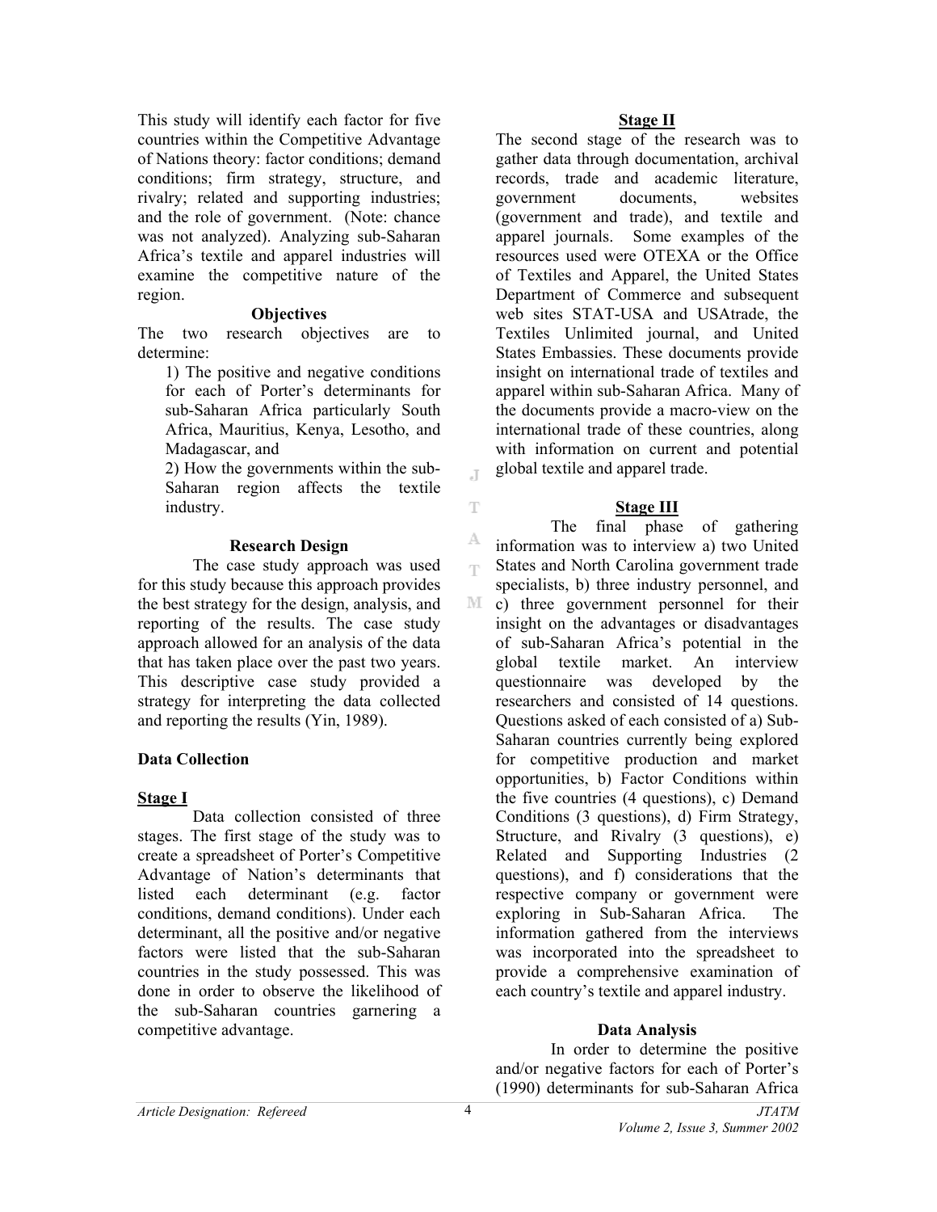This study will identify each factor for five countries within the Competitive Advantage of Nations theory: factor conditions; demand conditions; firm strategy, structure, and rivalry; related and supporting industries; and the role of government. (Note: chance was not analyzed). Analyzing sub-Saharan Africa's textile and apparel industries will examine the competitive nature of the region.

### Objectives

The two research objectives are to determine:

1) The positive and negative conditions for each of Porter's determinants for sub-Saharan Africa particularly South Africa, Mauritius, Kenya, Lesotho, and Madagascar, and

2) How the governments within the sub-Saharan region affects the textile industry.

### Research Design

The case study approach was used for this study because this approach provides the best strategy for the design, analysis, and reporting of the results. The case study approach allowed for an analysis of the data that has taken place over the past two years. This descriptive case study provided a strategy for interpreting the data collected and reporting the results (Yin, 1989).

### Data Collection

#### Stage I

Data collection consisted of three stages. The first stage of the study was to create a spreadsheet of Porter's Competitive Advantage of Nation's determinants that listed each determinant (e.g. factor conditions, demand conditions). Under each determinant, all the positive and/or negative factors were listed that the sub-Saharan countries in the study possessed. This was done in order to observe the likelihood of the sub-Saharan countries garnering a competitive advantage.

#### Stage II

The second stage of the research was to gather data through documentation, archival records, trade and academic literature, government documents, websites (government and trade), and textile and apparel journals. Some examples of the resources used were OTEXA or the Office of Textiles and Apparel, the United States Department of Commerce and subsequent web sites STAT-USA and USAtrade, the Textiles Unlimited journal, and United States Embassies. These documents provide insight on international trade of textiles and apparel within sub-Saharan Africa. Many of the documents provide a macro-view on the international trade of these countries, along with information on current and potential global textile and apparel trade.

#### Stage III

The final phase of gathering information was to interview a) two United States and North Carolina government trade specialists, b) three industry personnel, and c) three government personnel for their insight on the advantages or disadvantages of sub-Saharan Africa's potential in the global textile market. An interview questionnaire was developed by the researchers and consisted of 14 questions. Questions asked of each consisted of a) Sub-Saharan countries currently being explored for competitive production and market opportunities, b) Factor Conditions within the five countries (4 questions), c) Demand Conditions (3 questions), d) Firm Strategy, Structure, and Rivalry (3 questions), e) Related and Supporting Industries (2 questions), and f) considerations that the respective company or government were exploring in Sub-Saharan Africa. The information gathered from the interviews was incorporated into the spreadsheet to provide a comprehensive examination of each country's textile and apparel industry.

### Data Analysis

In order to determine the positive and/or negative factors for each of Porter's (1990) determinants for sub-Saharan Africa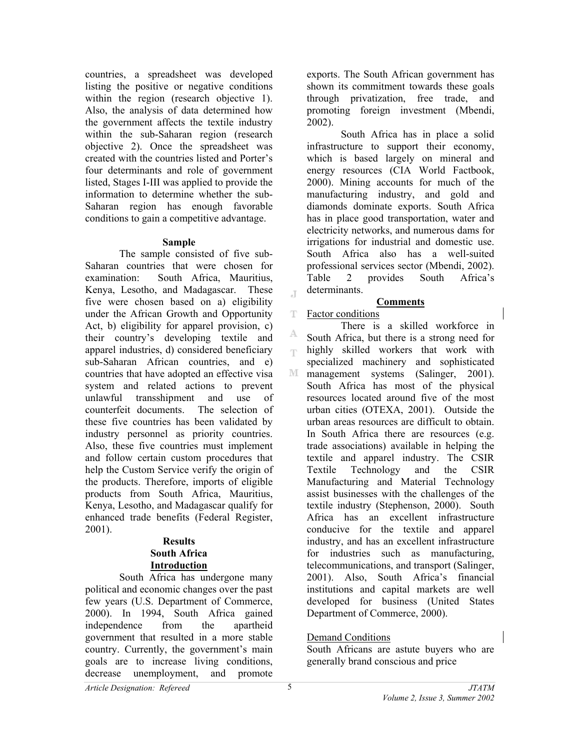countries, a spreadsheet was developed listing the positive or negative conditions within the region (research objective 1). Also, the analysis of data determined how the government affects the textile industry within the sub-Saharan region (research objective 2). Once the spreadsheet was created with the countries listed and Porter's four determinants and role of government listed, Stages I-III was applied to provide the information to determine whether the sub-Saharan region has enough favorable conditions to gain a competitive advantage.

### Sample

The sample consisted of five sub-Saharan countries that were chosen for examination: South Africa, Mauritius, Kenya, Lesotho, and Madagascar. These five were chosen based on a) eligibility under the African Growth and Opportunity Act, b) eligibility for apparel provision, c) their country's developing textile and apparel industries, d) considered beneficiary sub-Saharan African countries, and e) countries that have adopted an effective visa system and related actions to prevent unlawful transshipment and use of counterfeit documents. The selection of these five countries has been validated by industry personnel as priority countries. Also, these five countries must implement and follow certain custom procedures that help the Custom Service verify the origin of the products. Therefore, imports of eligible products from South Africa, Mauritius, Kenya, Lesotho, and Madagascar qualify for enhanced trade benefits (Federal Register, 2001).

## Results

### South Africa

#### Introduction

South Africa has undergone many political and economic changes over the past few years (U.S. Department of Commerce, 2000). In 1994, South Africa gained independence from the apartheid government that resulted in a more stable country. Currently, the government's main goals are to increase living conditions, decrease unemployment, and promote exports. The South African government has shown its commitment towards these goals through privatization, free trade, and promoting foreign investment (Mbendi, 2002).

South Africa has in place a solid infrastructure to support their economy, which is based largely on mineral and energy resources (CIA World Factbook, 2000). Mining accounts for much of the manufacturing industry, and gold and diamonds dominate exports. South Africa has in place good transportation, water and electricity networks, and numerous dams for irrigations for industrial and domestic use. South Africa also has a well-suited professional services sector (Mbendi, 2002). Table 2 provides South Africa's determinants.

#### Comments

Factor conditions

There is a skilled workforce in South Africa, but there is a strong need for highly skilled workers that work with specialized machinery and sophisticated management systems (Salinger, 2001). South Africa has most of the physical resources located around five of the most urban cities (OTEXA, 2001). Outside the urban areas resources are difficult to obtain. In South Africa there are resources (e.g. trade associations) available in helping the textile and apparel industry. The CSIR Textile Technology and the CSIR Manufacturing and Material Technology assist businesses with the challenges of the textile industry (Stephenson, 2000). South Africa has an excellent infrastructure conducive for the textile and apparel industry, and has an excellent infrastructure for industries such as manufacturing, telecommunications, and transport (Salinger, 2001). Also, South Africa's financial institutions and capital markets are well developed for business (United States Department of Commerce, 2000).

Demand Conditions

South Africans are astute buyers who are generally brand conscious and price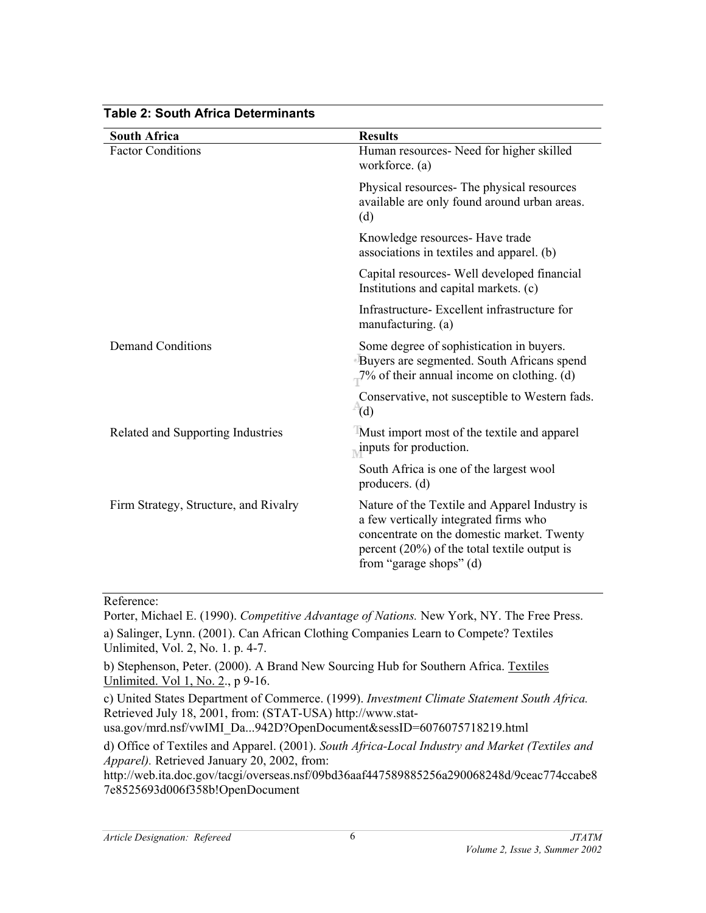**Table 2: South Africa Determinants**

| South Africa | Results |
|---|---|
| Factor Conditions | Human resources- Need for higher skilled workforce. (a) |
| | Physical resources- The physical resources available are only found around urban areas. (d) |
| | Knowledge resources- Have trade associations in textiles and apparel. (b) |
| | Capital resources- Well developed financial Institutions and capital markets. (c) |
| | Infrastructure- Excellent infrastructure for manufacturing. (a) |
| Demand Conditions | Some degree of sophistication in buyers. Buyers are segmented. South Africans spend 7% of their annual income on clothing. (d) |
| | Conservative, not susceptible to Western fads. (d) |
| Related and Supporting Industries | Must import most of the textile and apparel inputs for production. |
| | South Africa is one of the largest wool producers. (d) |
| Firm Strategy, Structure, and Rivalry | Nature of the Textile and Apparel Industry is a few vertically integrated firms who concentrate on the domestic market. Twenty percent (20%) of the total textile output is from "garage shops" (d) |

Reference:

Porter, Michael E. (1990). *Competitive Advantage of Nations.* New York, NY. The Free Press.

a) Salinger, Lynn. (2001). Can African Clothing Companies Learn to Compete? Textiles Unlimited, Vol. 2, No. 1. p. 4-7.

b) Stephenson, Peter. (2000). A Brand New Sourcing Hub for Southern Africa. Textiles Unlimited. Vol 1, No. 2., p 9-16.

c) United States Department of Commerce. (1999). *Investment Climate Statement South Africa.* Retrieved July 18, 2001, from: (STAT-USA) http://www.stat-usa.gov/mrd.nsf/vwIMI_Da...942D?OpenDocument&sessID=6076075718219.html

d) Office of Textiles and Apparel. (2001). *South Africa-Local Industry and Market (Textiles and Apparel).* Retrieved January 20, 2002, from: http://web.ita.doc.gov/tacgi/overseas.nsf/09bd36aaf447589885256a290068248d/9ceac774ccabe87e8525693d006f358b!OpenDocument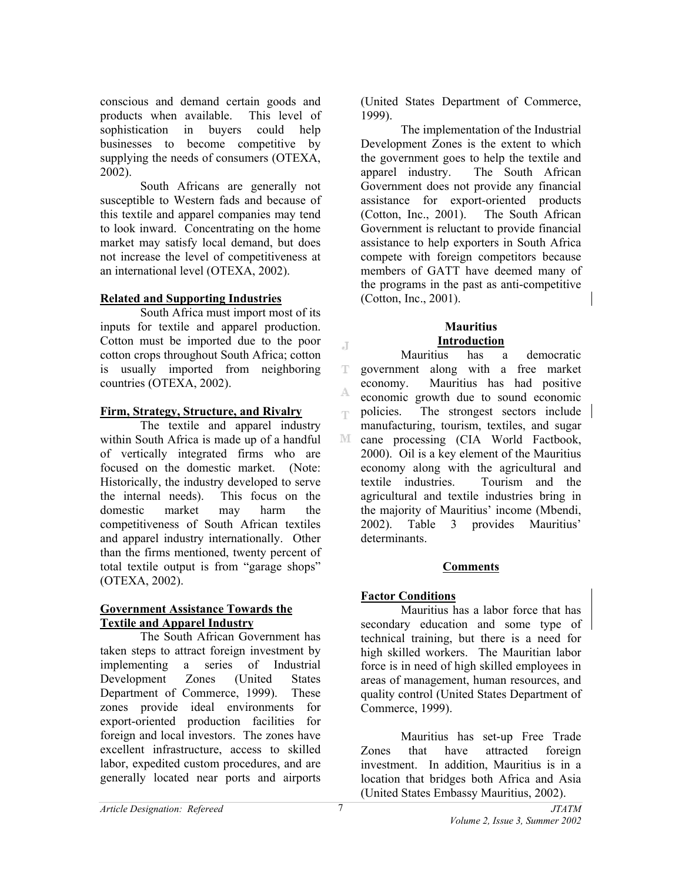conscious and demand certain goods and products when available. This level of sophistication in buyers could help businesses to become competitive by supplying the needs of consumers (OTEXA, 2002).

South Africans are generally not susceptible to Western fads and because of this textile and apparel companies may tend to look inward. Concentrating on the home market may satisfy local demand, but does not increase the level of competitiveness at an international level (OTEXA, 2002).

**Related and Supporting Industries**

South Africa must import most of its inputs for textile and apparel production. Cotton must be imported due to the poor cotton crops throughout South Africa; cotton is usually imported from neighboring countries (OTEXA, 2002).

**Firm, Strategy, Structure, and Rivalry**

The textile and apparel industry within South Africa is made up of a handful of vertically integrated firms who are focused on the domestic market. (Note: Historically, the industry developed to serve the internal needs). This focus on the domestic market may harm the competitiveness of South African textiles and apparel industry internationally. Other than the firms mentioned, twenty percent of total textile output is from "garage shops" (OTEXA, 2002).

**Government Assistance Towards the Textile and Apparel Industry**

The South African Government has taken steps to attract foreign investment by implementing a series of Industrial Development Zones (United States Department of Commerce, 1999). These zones provide ideal environments for export-oriented production facilities for foreign and local investors. The zones have excellent infrastructure, access to skilled labor, expedited custom procedures, and are generally located near ports and airports (United States Department of Commerce, 1999).

The implementation of the Industrial Development Zones is the extent to which the government goes to help the textile and apparel industry. The South African Government does not provide any financial assistance for export-oriented products (Cotton, Inc., 2001). The South African Government is reluctant to provide financial assistance to help exporters in South Africa compete with foreign competitors because members of GATT have deemed many of the programs in the past as anti-competitive (Cotton, Inc., 2001).

## Mauritius

**Introduction**

Mauritius has a democratic government along with a free market economy. Mauritius has had positive economic growth due to sound economic policies. The strongest sectors include manufacturing, tourism, textiles, and sugar cane processing (CIA World Factbook, 2000). Oil is a key element of the Mauritius economy along with the agricultural and textile industries. Tourism and the agricultural and textile industries bring in the majority of Mauritius' income (Mbendi, 2002). Table 3 provides Mauritius' determinants.

**Comments**

**Factor Conditions**

Mauritius has a labor force that has secondary education and some type of technical training, but there is a need for high skilled workers. The Mauritian labor force is in need of high skilled employees in areas of management, human resources, and quality control (United States Department of Commerce, 1999).

Mauritius has set-up Free Trade Zones that have attracted foreign investment. In addition, Mauritius is in a location that bridges both Africa and Asia (United States Embassy Mauritius, 2002).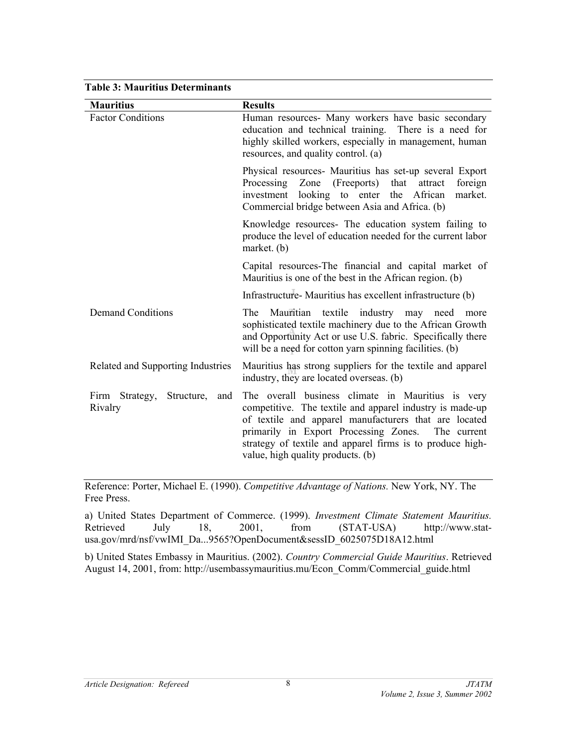**Table 3: Mauritius Determinants**

| Mauritius | Results |
|---|---|
| Factor Conditions | Human resources- Many workers have basic secondary education and technical training. There is a need for highly skilled workers, especially in management, human resources, and quality control. (a) |
| | Physical resources- Mauritius has set-up several Export Processing Zone (Freeports) that attract foreign investment looking to enter the African market. Commercial bridge between Asia and Africa. (b) |
| | Knowledge resources- The education system failing to produce the level of education needed for the current labor market. (b) |
| | Capital resources-The financial and capital market of Mauritius is one of the best in the African region. (b) |
| | Infrastructure- Mauritius has excellent infrastructure (b) |
| Demand Conditions | The Mauritian textile industry may need more sophisticated textile machinery due to the African Growth and Opportunity Act or use U.S. fabric. Specifically there will be a need for cotton yarn spinning facilities. (b) |
| Related and Supporting Industries | Mauritius has strong suppliers for the textile and apparel industry, they are located overseas. (b) |
| Firm Strategy, Structure, and Rivalry | The overall business climate in Mauritius is very competitive. The textile and apparel industry is made-up of textile and apparel manufacturers that are located primarily in Export Processing Zones. The current strategy of textile and apparel firms is to produce high-value, high quality products. (b) |

Reference: Porter, Michael E. (1990). *Competitive Advantage of Nations.* New York, NY. The Free Press.

a) United States Department of Commerce. (1999). *Investment Climate Statement Mauritius.* Retrieved July 18, 2001, from (STAT-USA) http://www.stat-usa.gov/mrd/nsf/vwIMI_Da...9565?OpenDocument&sessID_6025075D18A12.html

b) United States Embassy in Mauritius. (2002). *Country Commercial Guide Mauritius*. Retrieved August 14, 2001, from: http://usembassymauritius.mu/Econ_Comm/Commercial_guide.html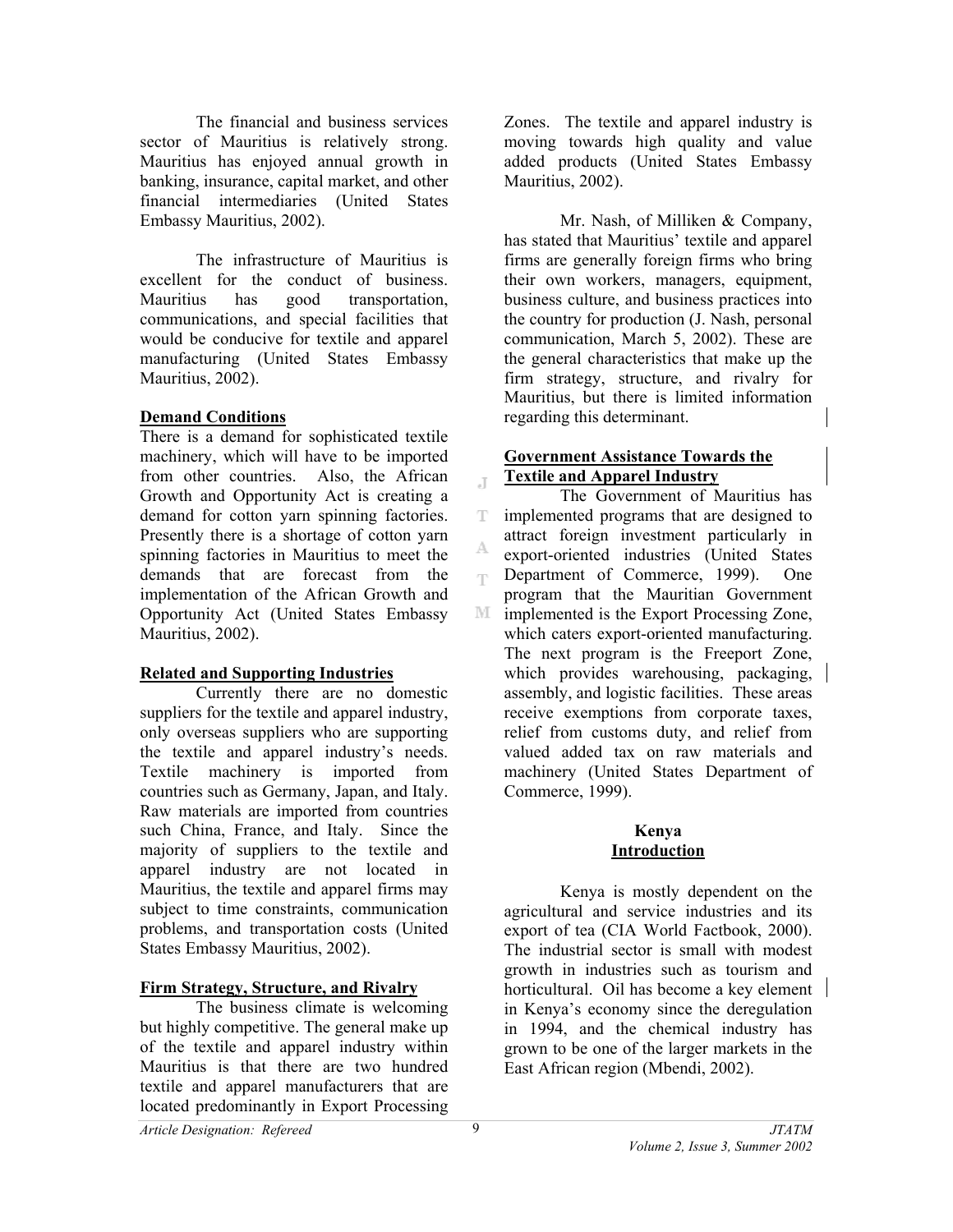The financial and business services sector of Mauritius is relatively strong. Mauritius has enjoyed annual growth in banking, insurance, capital market, and other financial intermediaries (United States Embassy Mauritius, 2002).

The infrastructure of Mauritius is excellent for the conduct of business. Mauritius has good transportation, communications, and special facilities that would be conducive for textile and apparel manufacturing (United States Embassy Mauritius, 2002).

**Demand Conditions**

There is a demand for sophisticated textile machinery, which will have to be imported from other countries. Also, the African Growth and Opportunity Act is creating a demand for cotton yarn spinning factories. Presently there is a shortage of cotton yarn spinning factories in Mauritius to meet the demands that are forecast from the implementation of the African Growth and Opportunity Act (United States Embassy Mauritius, 2002).

**Related and Supporting Industries**

Currently there are no domestic suppliers for the textile and apparel industry, only overseas suppliers who are supporting the textile and apparel industry's needs. Textile machinery is imported from countries such as Germany, Japan, and Italy. Raw materials are imported from countries such China, France, and Italy. Since the majority of suppliers to the textile and apparel industry are not located in Mauritius, the textile and apparel firms may subject to time constraints, communication problems, and transportation costs (United States Embassy Mauritius, 2002).

**Firm Strategy, Structure, and Rivalry**

The business climate is welcoming but highly competitive. The general make up of the textile and apparel industry within Mauritius is that there are two hundred textile and apparel manufacturers that are located predominantly in Export Processing Zones. The textile and apparel industry is moving towards high quality and value added products (United States Embassy Mauritius, 2002).

Mr. Nash, of Milliken & Company, has stated that Mauritius' textile and apparel firms are generally foreign firms who bring their own workers, managers, equipment, business culture, and business practices into the country for production (J. Nash, personal communication, March 5, 2002). These are the general characteristics that make up the firm strategy, structure, and rivalry for Mauritius, but there is limited information regarding this determinant.

**Government Assistance Towards the Textile and Apparel Industry**

The Government of Mauritius has implemented programs that are designed to attract foreign investment particularly in export-oriented industries (United States Department of Commerce, 1999). One program that the Mauritian Government implemented is the Export Processing Zone, which caters export-oriented manufacturing. The next program is the Freeport Zone, which provides warehousing, packaging, assembly, and logistic facilities. These areas receive exemptions from corporate taxes, relief from customs duty, and relief from valued added tax on raw materials and machinery (United States Department of Commerce, 1999).

## Kenya

**Introduction**

Kenya is mostly dependent on the agricultural and service industries and its export of tea (CIA World Factbook, 2000). The industrial sector is small with modest growth in industries such as tourism and horticultural. Oil has become a key element in Kenya's economy since the deregulation in 1994, and the chemical industry has grown to be one of the larger markets in the East African region (Mbendi, 2002).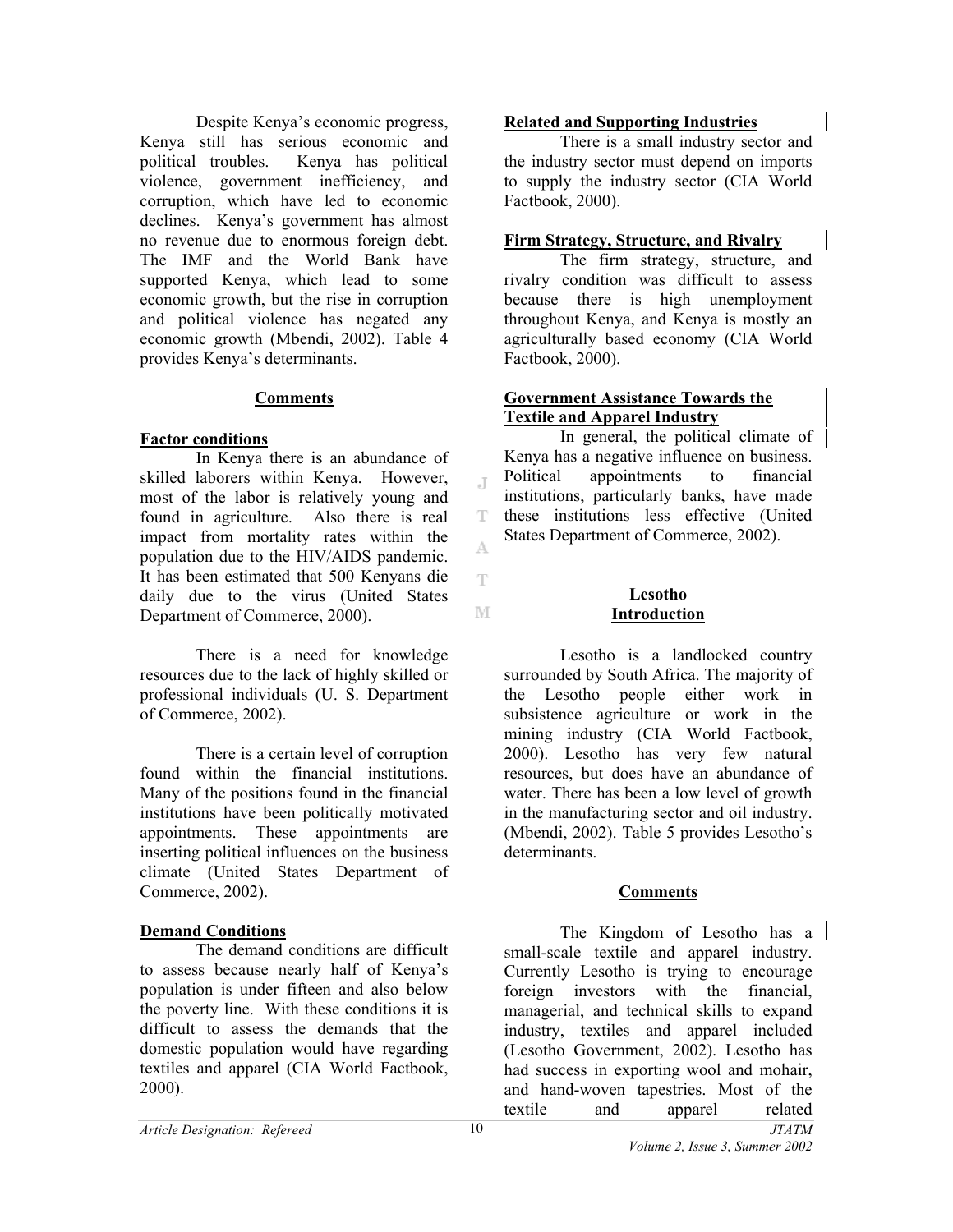Despite Kenya's economic progress, Kenya still has serious economic and political troubles. Kenya has political violence, government inefficiency, and corruption, which have led to economic declines. Kenya's government has almost no revenue due to enormous foreign debt. The IMF and the World Bank have supported Kenya, which lead to some economic growth, but the rise in corruption and political violence has negated any economic growth (Mbendi, 2002). Table 4 provides Kenya's determinants.

**Comments**

**Factor conditions**

In Kenya there is an abundance of skilled laborers within Kenya. However, most of the labor is relatively young and found in agriculture. Also there is real impact from mortality rates within the population due to the HIV/AIDS pandemic. It has been estimated that 500 Kenyans die daily due to the virus (United States Department of Commerce, 2000).

There is a need for knowledge resources due to the lack of highly skilled or professional individuals (U. S. Department of Commerce, 2002).

There is a certain level of corruption found within the financial institutions. Many of the positions found in the financial institutions have been politically motivated appointments. These appointments are inserting political influences on the business climate (United States Department of Commerce, 2002).

**Demand Conditions**

The demand conditions are difficult to assess because nearly half of Kenya's population is under fifteen and also below the poverty line. With these conditions it is difficult to assess the demands that the domestic population would have regarding textiles and apparel (CIA World Factbook, 2000).

**Related and Supporting Industries**

There is a small industry sector and the industry sector must depend on imports to supply the industry sector (CIA World Factbook, 2000).

**Firm Strategy, Structure, and Rivalry**

The firm strategy, structure, and rivalry condition was difficult to assess because there is high unemployment throughout Kenya, and Kenya is mostly an agriculturally based economy (CIA World Factbook, 2000).

**Government Assistance Towards the Textile and Apparel Industry**

In general, the political climate of Kenya has a negative influence on business. Political appointments to financial institutions, particularly banks, have made these institutions less effective (United States Department of Commerce, 2002).

## Lesotho

**Introduction**

Lesotho is a landlocked country surrounded by South Africa. The majority of the Lesotho people either work in subsistence agriculture or work in the mining industry (CIA World Factbook, 2000). Lesotho has very few natural resources, but does have an abundance of water. There has been a low level of growth in the manufacturing sector and oil industry. (Mbendi, 2002). Table 5 provides Lesotho's determinants.

**Comments**

The Kingdom of Lesotho has a small-scale textile and apparel industry. Currently Lesotho is trying to encourage foreign investors with the financial, managerial, and technical skills to expand industry, textiles and apparel included (Lesotho Government, 2002). Lesotho has had success in exporting wool and mohair, and hand-woven tapestries. Most of the textile and apparel related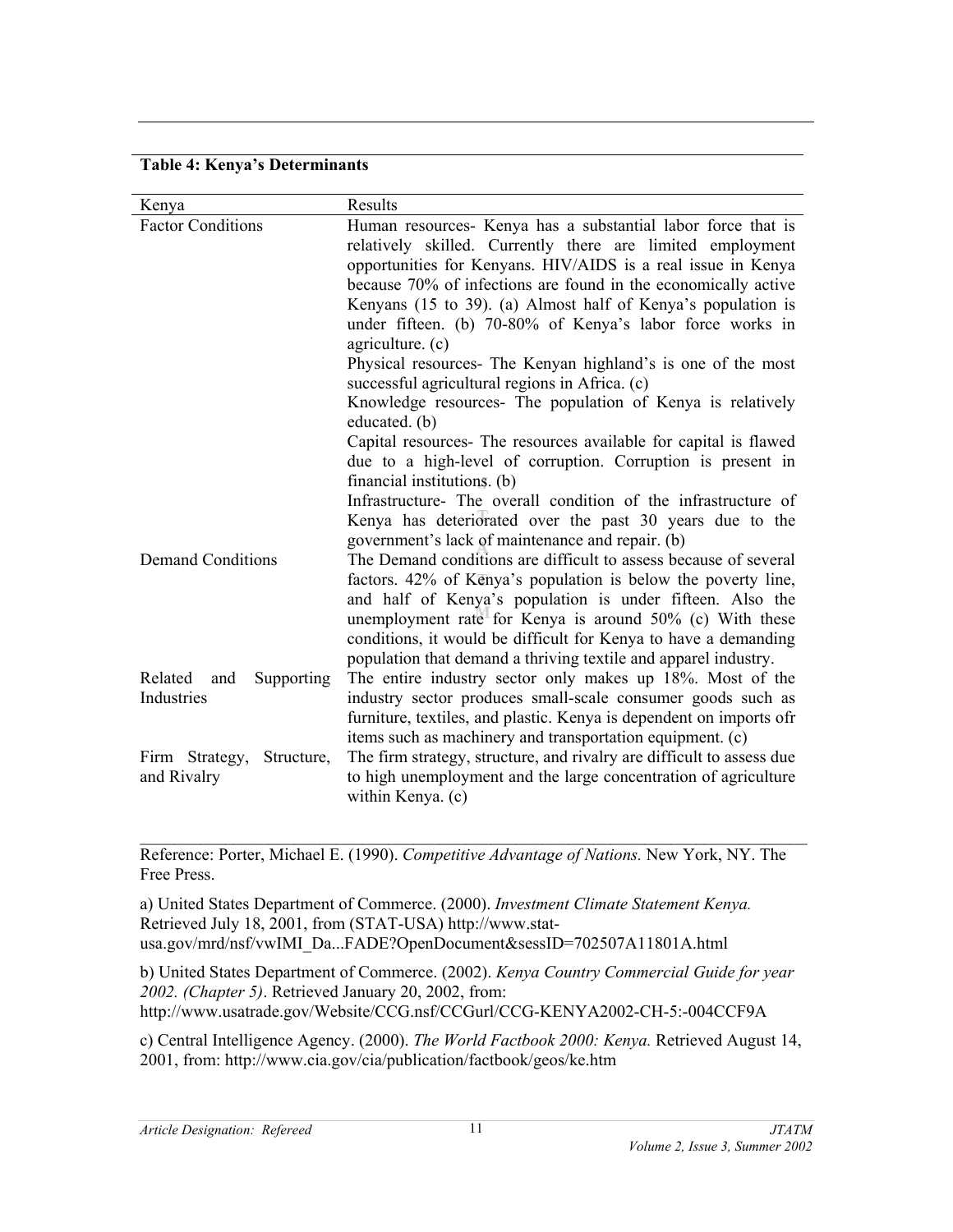**Table 4: Kenya's Determinants**

| Kenya | Results |
| --- | --- |
| Factor Conditions | Human resources- Kenya has a substantial labor force that is relatively skilled. Currently there are limited employment opportunities for Kenyans. HIV/AIDS is a real issue in Kenya because 70% of infections are found in the economically active Kenyans (15 to 39). (a) Almost half of Kenya's population is under fifteen. (b) 70-80% of Kenya's labor force works in agriculture. (c)<br>Physical resources- The Kenyan highland's is one of the most successful agricultural regions in Africa. (c)<br>Knowledge resources- The population of Kenya is relatively educated. (b)<br>Capital resources- The resources available for capital is flawed due to a high-level of corruption. Corruption is present in financial institutions. (b)<br>Infrastructure- The overall condition of the infrastructure of Kenya has deteriorated over the past 30 years due to the government's lack of maintenance and repair. (b) |
| Demand Conditions | The Demand conditions are difficult to assess because of several factors. 42% of Kenya's population is below the poverty line, and half of Kenya's population is under fifteen. Also the unemployment rate for Kenya is around 50% (c) With these conditions, it would be difficult for Kenya to have a demanding population that demand a thriving textile and apparel industry. |
| Related and Supporting Industries | The entire industry sector only makes up 18%. Most of the industry sector produces small-scale consumer goods such as furniture, textiles, and plastic. Kenya is dependent on imports ofr items such as machinery and transportation equipment. (c) |
| Firm Strategy, Structure, and Rivalry | The firm strategy, structure, and rivalry are difficult to assess due to high unemployment and the large concentration of agriculture within Kenya. (c) |

Reference: Porter, Michael E. (1990). *Competitive Advantage of Nations.* New York, NY. The Free Press.

a) United States Department of Commerce. (2000). *Investment Climate Statement Kenya.* Retrieved July 18, 2001, from (STAT-USA) http://www.stat-usa.gov/mrd/nsf/vwIMI_Da...FADE?OpenDocument&sessID=702507A11801A.html

b) United States Department of Commerce. (2002). *Kenya Country Commercial Guide for year 2002. (Chapter 5)*. Retrieved January 20, 2002, from: http://www.usatrade.gov/Website/CCG.nsf/CCGurl/CCG-KENYA2002-CH-5:-004CCF9A

c) Central Intelligence Agency. (2000). *The World Factbook 2000: Kenya.* Retrieved August 14, 2001, from: http://www.cia.gov/cia/publication/factbook/geos/ke.htm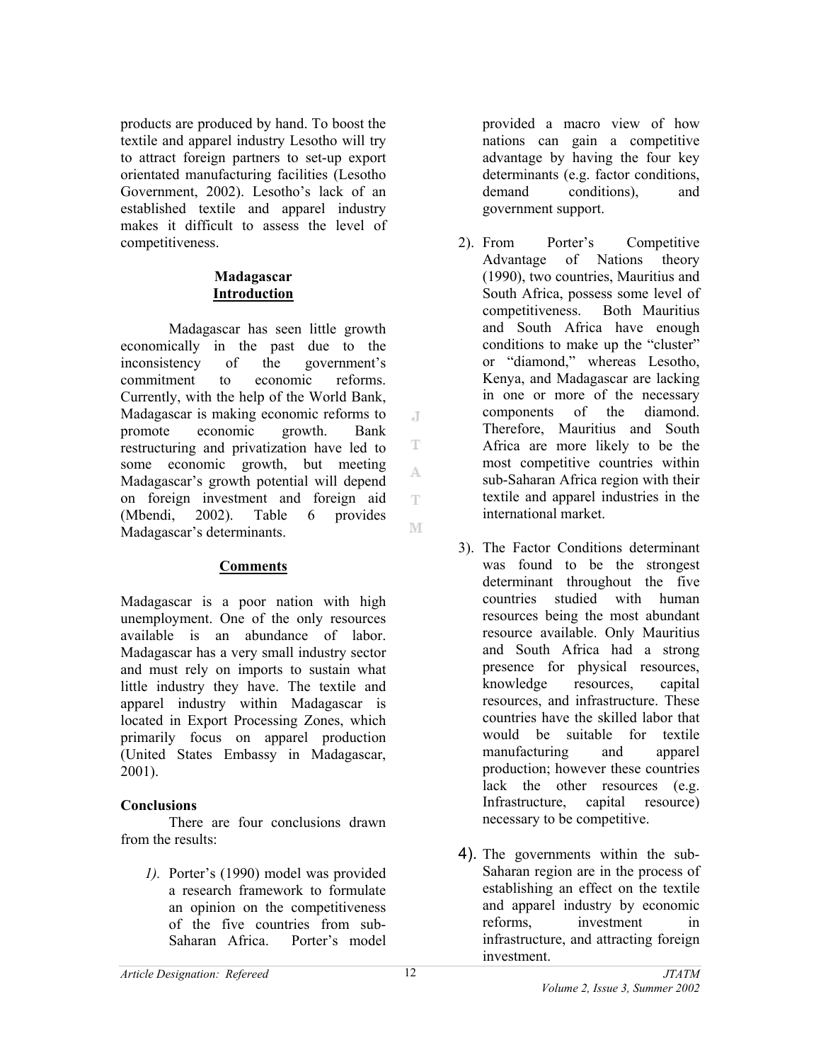products are produced by hand. To boost the textile and apparel industry Lesotho will try to attract foreign partners to set-up export orientated manufacturing facilities (Lesotho Government, 2002). Lesotho's lack of an established textile and apparel industry makes it difficult to assess the level of competitiveness.

### Madagascar

#### Introduction

Madagascar has seen little growth economically in the past due to the inconsistency of the government's commitment to economic reforms. Currently, with the help of the World Bank, Madagascar is making economic reforms to promote economic growth. Bank restructuring and privatization have led to some economic growth, but meeting Madagascar's growth potential will depend on foreign investment and foreign aid (Mbendi, 2002). Table 6 provides Madagascar's determinants.

#### Comments

Madagascar is a poor nation with high unemployment. One of the only resources available is an abundance of labor. Madagascar has a very small industry sector and must rely on imports to sustain what little industry they have. The textile and apparel industry within Madagascar is located in Export Processing Zones, which primarily focus on apparel production (United States Embassy in Madagascar, 2001).

### Conclusions

There are four conclusions drawn from the results:

1). Porter's (1990) model was provided a research framework to formulate an opinion on the competitiveness of the five countries from sub-Saharan Africa. Porter's model provided a macro view of how nations can gain a competitive advantage by having the four key determinants (e.g. factor conditions, demand conditions), and government support.

2). From Porter's Competitive Advantage of Nations theory (1990), two countries, Mauritius and South Africa, possess some level of competitiveness. Both Mauritius and South Africa have enough conditions to make up the "cluster" or "diamond," whereas Lesotho, Kenya, and Madagascar are lacking in one or more of the necessary components of the diamond. Therefore, Mauritius and South Africa are more likely to be the most competitive countries within sub-Saharan Africa region with their textile and apparel industries in the international market.

3). The Factor Conditions determinant was found to be the strongest determinant throughout the five countries studied with human resources being the most abundant resource available. Only Mauritius and South Africa had a strong presence for physical resources, knowledge resources, capital resources, and infrastructure. These countries have the skilled labor that would be suitable for textile manufacturing and apparel production; however these countries lack the other resources (e.g. Infrastructure, capital resource) necessary to be competitive.

4). The governments within the sub-Saharan region are in the process of establishing an effect on the textile and apparel industry by economic reforms, investment in infrastructure, and attracting foreign investment.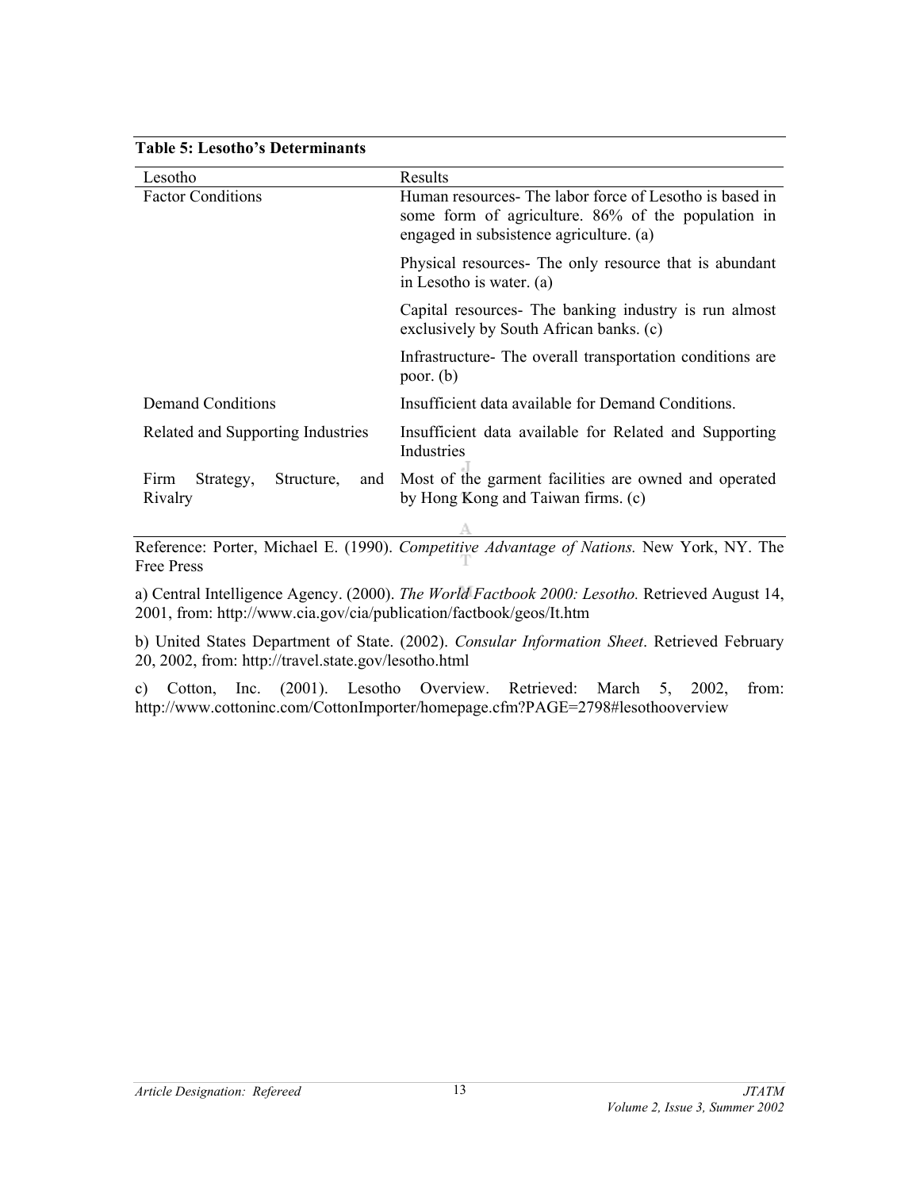**Table 5: Lesotho's Determinants**

| Lesotho | Results |
| --- | --- |
| Factor Conditions | Human resources- The labor force of Lesotho is based in some form of agriculture. 86% of the population in engaged in subsistence agriculture. (a) |
| | Physical resources- The only resource that is abundant in Lesotho is water. (a) |
| | Capital resources- The banking industry is run almost exclusively by South African banks. (c) |
| | Infrastructure- The overall transportation conditions are poor. (b) |
| Demand Conditions | Insufficient data available for Demand Conditions. |
| Related and Supporting Industries | Insufficient data available for Related and Supporting Industries |
| Firm Strategy, Structure, and Rivalry | Most of the garment facilities are owned and operated by Hong Kong and Taiwan firms. (c) |

Reference: Porter, Michael E. (1990). *Competitive Advantage of Nations.* New York, NY. The Free Press

a) Central Intelligence Agency. (2000). *The World Factbook 2000: Lesotho.* Retrieved August 14, 2001, from: http://www.cia.gov/cia/publication/factbook/geos/lt.htm

b) United States Department of State. (2002). *Consular Information Sheet*. Retrieved February 20, 2002, from: http://travel.state.gov/lesotho.html

c) Cotton, Inc. (2001). Lesotho Overview. Retrieved: March 5, 2002, from: http://www.cottoninc.com/CottonImporter/homepage.cfm?PAGE=2798#lesothooverview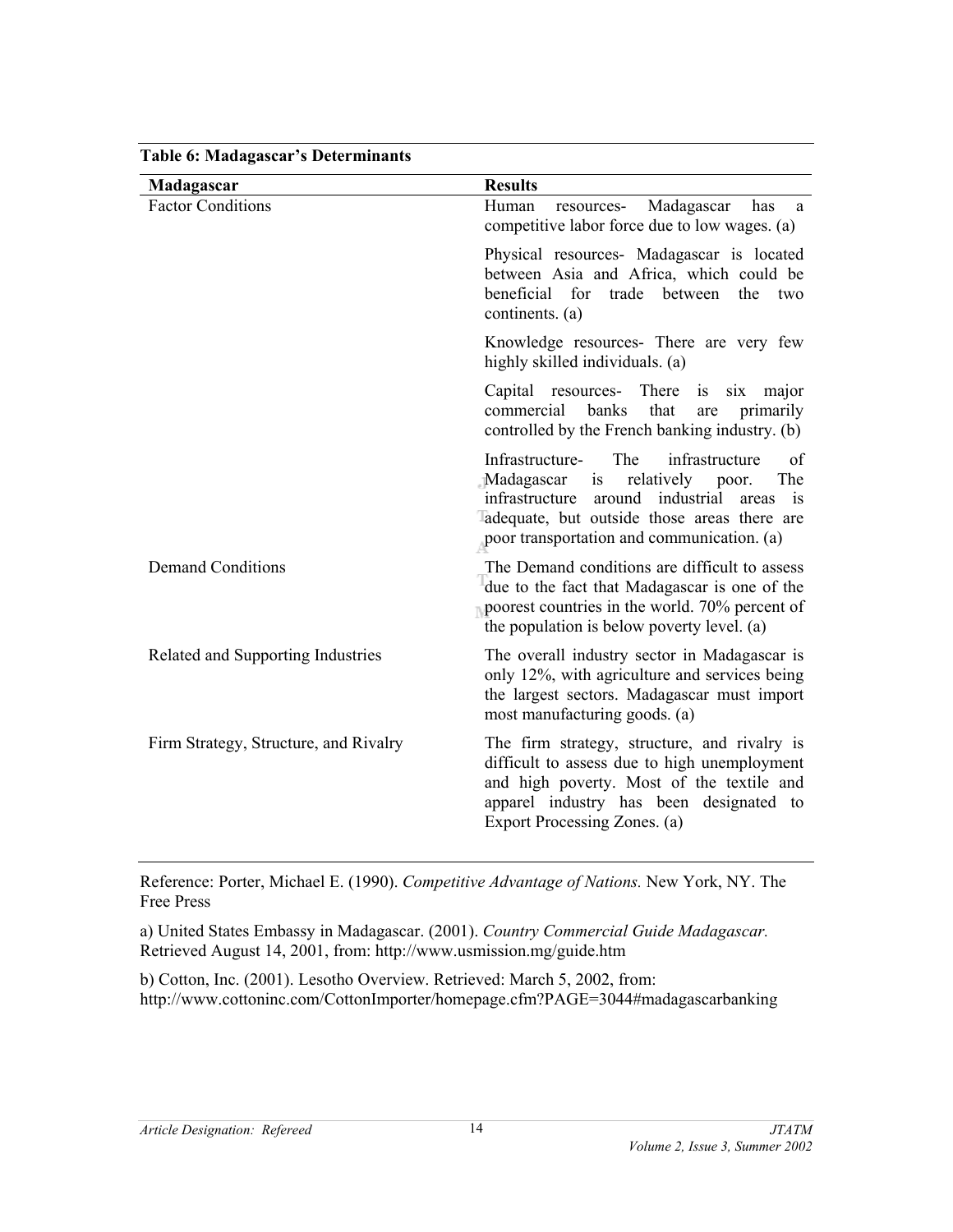**Table 6: Madagascar's Determinants**

| Madagascar | Results |
|---|---|
| Factor Conditions | Human resources- Madagascar has a competitive labor force due to low wages. (a) |
| | Physical resources- Madagascar is located between Asia and Africa, which could be beneficial for trade between the two continents. (a) |
| | Knowledge resources- There are very few highly skilled individuals. (a) |
| | Capital resources- There is six major commercial banks that are primarily controlled by the French banking industry. (b) |
| | Infrastructure- The infrastructure of Madagascar is relatively poor. The infrastructure around industrial areas is adequate, but outside those areas there are poor transportation and communication. (a) |
| Demand Conditions | The Demand conditions are difficult to assess due to the fact that Madagascar is one of the poorest countries in the world. 70% percent of the population is below poverty level. (a) |
| Related and Supporting Industries | The overall industry sector in Madagascar is only 12%, with agriculture and services being the largest sectors. Madagascar must import most manufacturing goods. (a) |
| Firm Strategy, Structure, and Rivalry | The firm strategy, structure, and rivalry is difficult to assess due to high unemployment and high poverty. Most of the textile and apparel industry has been designated to Export Processing Zones. (a) |

Reference: Porter, Michael E. (1990). *Competitive Advantage of Nations.* New York, NY. The Free Press

a) United States Embassy in Madagascar. (2001). *Country Commercial Guide Madagascar.* Retrieved August 14, 2001, from: http://www.usmission.mg/guide.htm

b) Cotton, Inc. (2001). Lesotho Overview. Retrieved: March 5, 2002, from: http://www.cottoninc.com/CottonImporter/homepage.cfm?PAGE=3044#madagascarbanking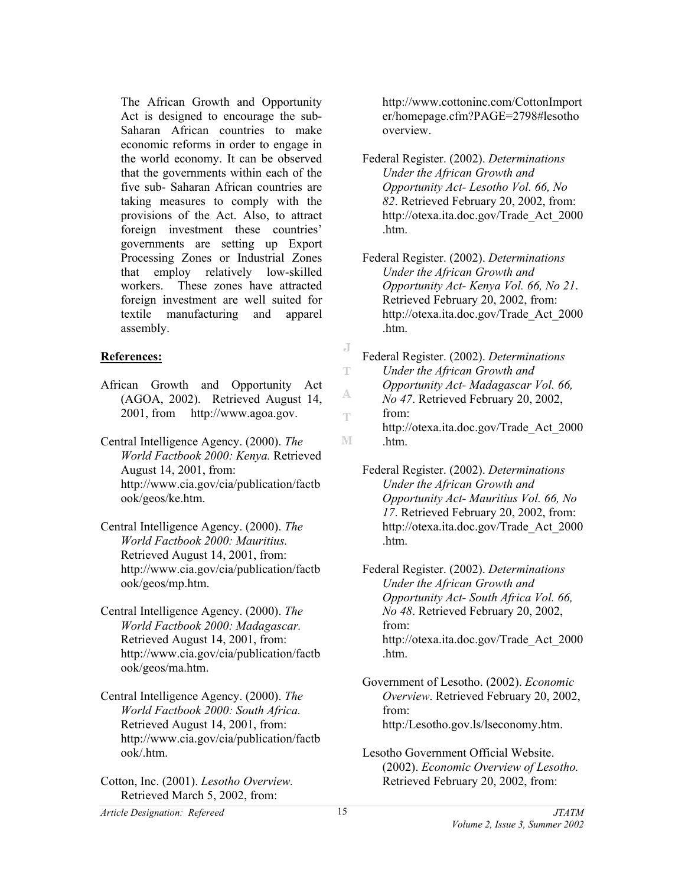The African Growth and Opportunity Act is designed to encourage the sub-Saharan African countries to make economic reforms in order to engage in the world economy. It can be observed that the governments within each of the five sub- Saharan African countries are taking measures to comply with the provisions of the Act. Also, to attract foreign investment these countries' governments are setting up Export Processing Zones or Industrial Zones that employ relatively low-skilled workers. These zones have attracted foreign investment are well suited for textile manufacturing and apparel assembly.

**References:**

African Growth and Opportunity Act (AGOA, 2002). Retrieved August 14, 2001, from http://www.agoa.gov.

Central Intelligence Agency. (2000). *The World Factbook 2000: Kenya.* Retrieved August 14, 2001, from: http://www.cia.gov/cia/publication/factbook/geos/ke.htm.

Central Intelligence Agency. (2000). *The World Factbook 2000: Mauritius.* Retrieved August 14, 2001, from: http://www.cia.gov/cia/publication/factbook/geos/mp.htm.

Central Intelligence Agency. (2000). *The World Factbook 2000: Madagascar.* Retrieved August 14, 2001, from: http://www.cia.gov/cia/publication/factbook/geos/ma.htm.

Central Intelligence Agency. (2000). *The World Factbook 2000: South Africa.* Retrieved August 14, 2001, from: http://www.cia.gov/cia/publication/factbook/.htm.

Cotton, Inc. (2001). *Lesotho Overview.* Retrieved March 5, 2002, from: http://www.cottoninc.com/CottonImporter/homepage.cfm?PAGE=2798#lesotho overview.

Federal Register. (2002). *Determinations Under the African Growth and Opportunity Act- Lesotho Vol. 66, No 82*. Retrieved February 20, 2002, from: http://otexa.ita.doc.gov/Trade_Act_2000.htm.

Federal Register. (2002). *Determinations Under the African Growth and Opportunity Act- Kenya Vol. 66, No 21*. Retrieved February 20, 2002, from: http://otexa.ita.doc.gov/Trade_Act_2000.htm.

Federal Register. (2002). *Determinations Under the African Growth and Opportunity Act- Madagascar Vol. 66, No 47*. Retrieved February 20, 2002, from: http://otexa.ita.doc.gov/Trade_Act_2000.htm.

Federal Register. (2002). *Determinations Under the African Growth and Opportunity Act- Mauritius Vol. 66, No 17*. Retrieved February 20, 2002, from: http://otexa.ita.doc.gov/Trade_Act_2000.htm.

Federal Register. (2002). *Determinations Under the African Growth and Opportunity Act- South Africa Vol. 66, No 48*. Retrieved February 20, 2002, from: http://otexa.ita.doc.gov/Trade_Act_2000.htm.

Government of Lesotho. (2002). *Economic Overview*. Retrieved February 20, 2002, from: http:/Lesotho.gov.ls/lseconomy.htm.

Lesotho Government Official Website. (2002). *Economic Overview of Lesotho.* Retrieved February 20, 2002, from: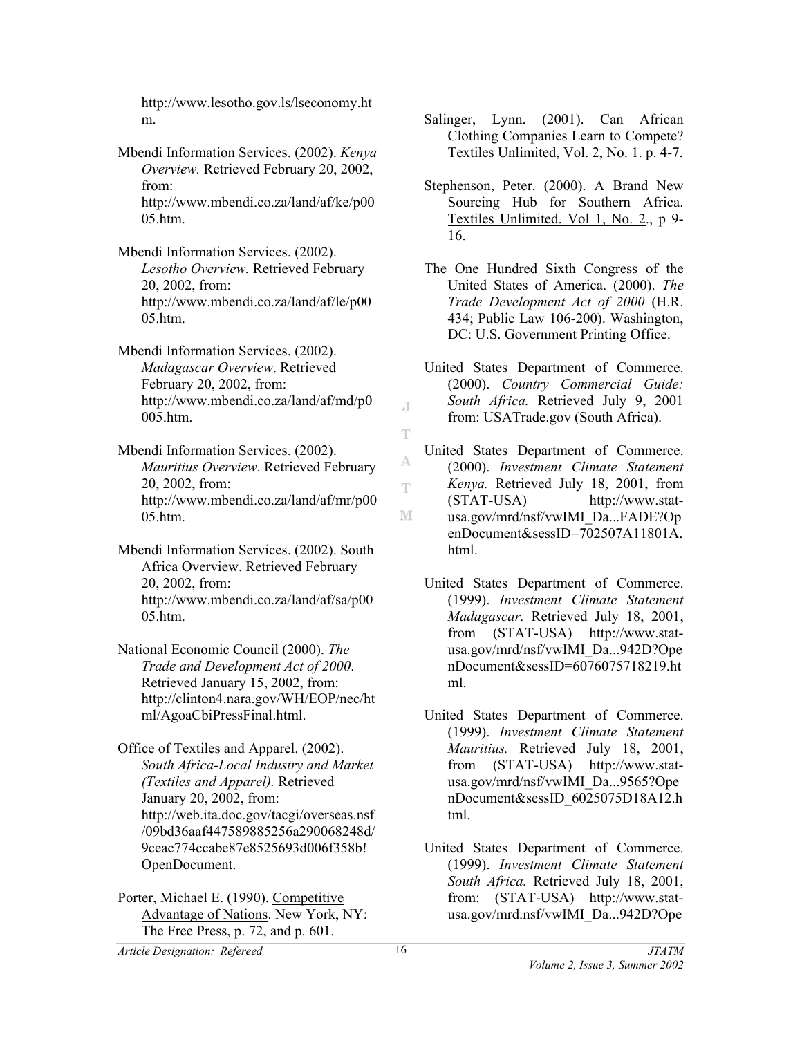http://www.lesotho.gov.ls/lseconomy.htm.

Mbendi Information Services. (2002). *Kenya Overview.* Retrieved February 20, 2002, from: http://www.mbendi.co.za/land/af/ke/p0005.htm.

Mbendi Information Services. (2002). *Lesotho Overview.* Retrieved February 20, 2002, from: http://www.mbendi.co.za/land/af/le/p0005.htm.

Mbendi Information Services. (2002). *Madagascar Overview*. Retrieved February 20, 2002, from: http://www.mbendi.co.za/land/af/md/p0005.htm.

Mbendi Information Services. (2002). *Mauritius Overview*. Retrieved February 20, 2002, from: http://www.mbendi.co.za/land/af/mr/p0005.htm.

Mbendi Information Services. (2002). South Africa Overview. Retrieved February 20, 2002, from: http://www.mbendi.co.za/land/af/sa/p0005.htm.

National Economic Council (2000). *The Trade and Development Act of 2000*. Retrieved January 15, 2002, from: http://clinton4.nara.gov/WH/EOP/nec/html/AgoaCbiPressFinal.html.

Office of Textiles and Apparel. (2002). *South Africa-Local Industry and Market (Textiles and Apparel).* Retrieved January 20, 2002, from: http://web.ita.doc.gov/tacgi/overseas.nsf/09bd36aaf447589885256a290068248d/9ceac774ccabe87e8525693d006f358b!OpenDocument.

Porter, Michael E. (1990). Competitive Advantage of Nations. New York, NY: The Free Press, p. 72, and p. 601.

Salinger, Lynn. (2001). Can African Clothing Companies Learn to Compete? Textiles Unlimited, Vol. 2, No. 1. p. 4-7.

Stephenson, Peter. (2000). A Brand New Sourcing Hub for Southern Africa. Textiles Unlimited. Vol 1, No. 2., p 9-16.

The One Hundred Sixth Congress of the United States of America. (2000). *The Trade Development Act of 2000* (H.R. 434; Public Law 106-200). Washington, DC: U.S. Government Printing Office.

United States Department of Commerce. (2000). *Country Commercial Guide: South Africa.* Retrieved July 9, 2001 from: USATrade.gov (South Africa).

United States Department of Commerce. (2000). *Investment Climate Statement Kenya.* Retrieved July 18, 2001, from (STAT-USA) http://www.stat-usa.gov/mrd/nsf/vwIMI_Da...FADE?OpenDocument&sessID=702507A11801A.html.

United States Department of Commerce. (1999). *Investment Climate Statement Madagascar.* Retrieved July 18, 2001, from (STAT-USA) http://www.stat-usa.gov/mrd/nsf/vwIMI_Da...942D?OpenDocument&sessID=6076075718219.html.

United States Department of Commerce. (1999). *Investment Climate Statement Mauritius.* Retrieved July 18, 2001, from (STAT-USA) http://www.stat-usa.gov/mrd/nsf/vwIMI_Da...9565?OpenDocument&sessID_6025075D18A12.html.

United States Department of Commerce. (1999). *Investment Climate Statement South Africa.* Retrieved July 18, 2001, from: (STAT-USA) http://www.stat-usa.gov/mrd.nsf/vwIMI_Da...942D?Ope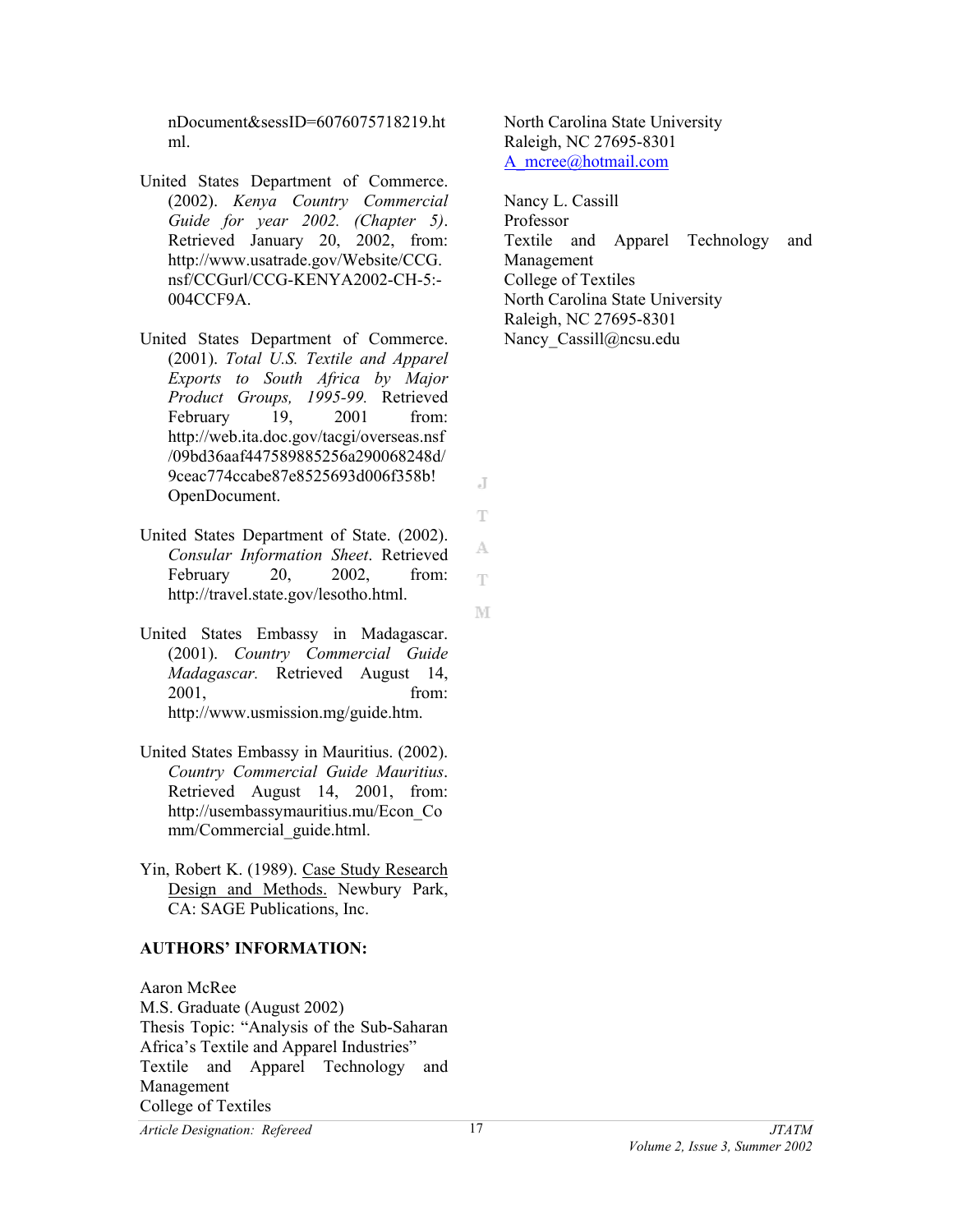nDocument&sessID=6076075718219.html.

United States Department of Commerce. (2002). *Kenya Country Commercial Guide for year 2002. (Chapter 5)*. Retrieved January 20, 2002, from: http://www.usatrade.gov/Website/CCG.nsf/CCGurl/CCG-KENYA2002-CH-5:-004CCF9A.

United States Department of Commerce. (2001). *Total U.S. Textile and Apparel Exports to South Africa by Major Product Groups, 1995-99.* Retrieved February 19, 2001 from: http://web.ita.doc.gov/tacgi/overseas.nsf/09bd36aaf447589885256a290068248d/9ceac774ccabe87e8525693d006f358b!OpenDocument.

United States Department of State. (2002). *Consular Information Sheet*. Retrieved February 20, 2002, from: http://travel.state.gov/lesotho.html.

United States Embassy in Madagascar. (2001). *Country Commercial Guide Madagascar.* Retrieved August 14, 2001, from: http://www.usmission.mg/guide.htm.

United States Embassy in Mauritius. (2002). *Country Commercial Guide Mauritius*. Retrieved August 14, 2001, from: http://usembassymauritius.mu/Econ_Comm/Commercial_guide.html.

Yin, Robert K. (1989). Case Study Research Design and Methods. Newbury Park, CA: SAGE Publications, Inc.

**AUTHORS' INFORMATION:**

Aaron McRee
M.S. Graduate (August 2002)
Thesis Topic: "Analysis of the Sub-Saharan Africa's Textile and Apparel Industries"
Textile and Apparel Technology and Management
College of Textiles
North Carolina State University
Raleigh, NC 27695-8301
A_mcree@hotmail.com

Nancy L. Cassill
Professor
Textile and Apparel Technology and Management
College of Textiles
North Carolina State University
Raleigh, NC 27695-8301
Nancy_Cassill@ncsu.edu